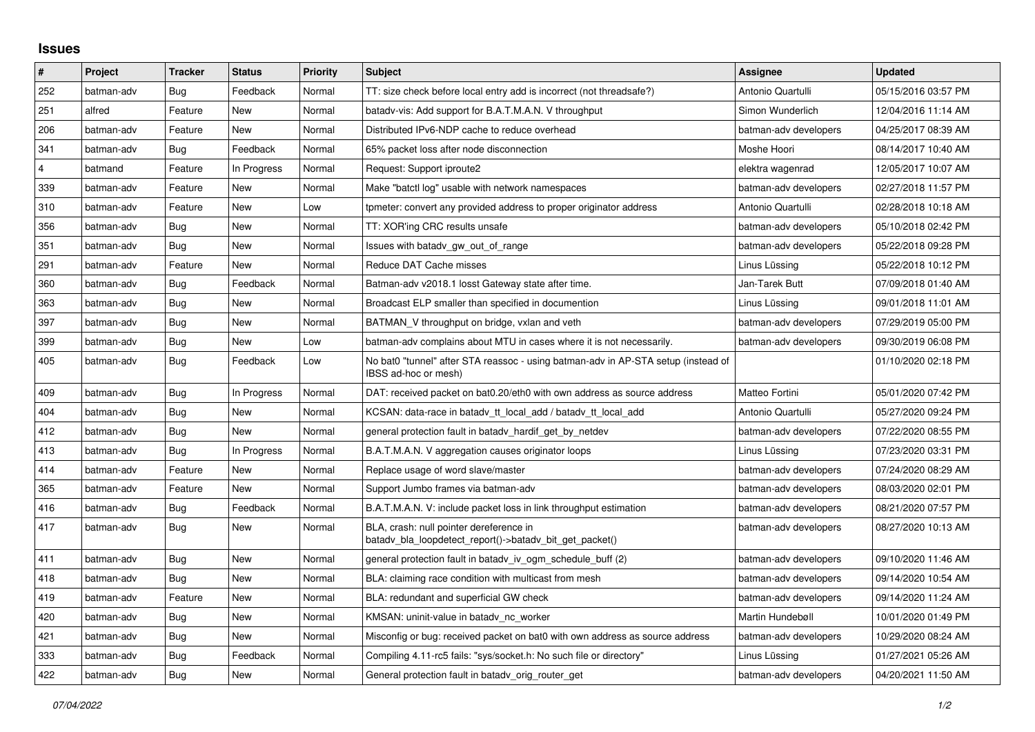## Issues

| # | Project | Tracker | Status | Priority | Subject | Assignee | Updated |
|---|---|---|---|---|---|---|---|
| 252 | batman-adv | Bug | Feedback | Normal | TT: size check before local entry add is incorrect (not threadsafe?) | Antonio Quartulli | 05/15/2016 03:57 PM |
| 251 | alfred | Feature | New | Normal | batadv-vis: Add support for B.A.T.M.A.N. V throughput | Simon Wunderlich | 12/04/2016 11:14 AM |
| 206 | batman-adv | Feature | New | Normal | Distributed IPv6-NDP cache to reduce overhead | batman-adv developers | 04/25/2017 08:39 AM |
| 341 | batman-adv | Bug | Feedback | Normal | 65% packet loss after node disconnection | Moshe Hoori | 08/14/2017 10:40 AM |
| 4 | batmand | Feature | In Progress | Normal | Request: Support iproute2 | elektra wagenrad | 12/05/2017 10:07 AM |
| 339 | batman-adv | Feature | New | Normal | Make "batctl log" usable with network namespaces | batman-adv developers | 02/27/2018 11:57 PM |
| 310 | batman-adv | Feature | New | Low | tpmeter: convert any provided address to proper originator address | Antonio Quartulli | 02/28/2018 10:18 AM |
| 356 | batman-adv | Bug | New | Normal | TT: XOR'ing CRC results unsafe | batman-adv developers | 05/10/2018 02:42 PM |
| 351 | batman-adv | Bug | New | Normal | Issues with batadv_gw_out_of_range | batman-adv developers | 05/22/2018 09:28 PM |
| 291 | batman-adv | Feature | New | Normal | Reduce DAT Cache misses | Linus Lüssing | 05/22/2018 10:12 PM |
| 360 | batman-adv | Bug | Feedback | Normal | Batman-adv v2018.1 losst Gateway state after time. | Jan-Tarek Butt | 07/09/2018 01:40 AM |
| 363 | batman-adv | Bug | New | Normal | Broadcast ELP smaller than specified in documention | Linus Lüssing | 09/01/2018 11:01 AM |
| 397 | batman-adv | Bug | New | Normal | BATMAN_V throughput on bridge, vxlan and veth | batman-adv developers | 07/29/2019 05:00 PM |
| 399 | batman-adv | Bug | New | Low | batman-adv complains about MTU in cases where it is not necessarily. | batman-adv developers | 09/30/2019 06:08 PM |
| 405 | batman-adv | Bug | Feedback | Low | No bat0 "tunnel" after STA reassoc - using batman-adv in AP-STA setup (instead of IBSS ad-hoc or mesh) | | 01/10/2020 02:18 PM |
| 409 | batman-adv | Bug | In Progress | Normal | DAT: received packet on bat0.20/eth0 with own address as source address | Matteo Fortini | 05/01/2020 07:42 PM |
| 404 | batman-adv | Bug | New | Normal | KCSAN: data-race in batadv_tt_local_add / batadv_tt_local_add | Antonio Quartulli | 05/27/2020 09:24 PM |
| 412 | batman-adv | Bug | New | Normal | general protection fault in batadv_hardif_get_by_netdev | batman-adv developers | 07/22/2020 08:55 PM |
| 413 | batman-adv | Bug | In Progress | Normal | B.A.T.M.A.N. V aggregation causes originator loops | Linus Lüssing | 07/23/2020 03:31 PM |
| 414 | batman-adv | Feature | New | Normal | Replace usage of word slave/master | batman-adv developers | 07/24/2020 08:29 AM |
| 365 | batman-adv | Feature | New | Normal | Support Jumbo frames via batman-adv | batman-adv developers | 08/03/2020 02:01 PM |
| 416 | batman-adv | Bug | Feedback | Normal | B.A.T.M.A.N. V: include packet loss in link throughput estimation | batman-adv developers | 08/21/2020 07:57 PM |
| 417 | batman-adv | Bug | New | Normal | BLA, crash: null pointer dereference in batadv_bla_loopdetect_report()->batadv_bit_get_packet() | batman-adv developers | 08/27/2020 10:13 AM |
| 411 | batman-adv | Bug | New | Normal | general protection fault in batadv_iv_ogm_schedule_buff (2) | batman-adv developers | 09/10/2020 11:46 AM |
| 418 | batman-adv | Bug | New | Normal | BLA: claiming race condition with multicast from mesh | batman-adv developers | 09/14/2020 10:54 AM |
| 419 | batman-adv | Feature | New | Normal | BLA: redundant and superficial GW check | batman-adv developers | 09/14/2020 11:24 AM |
| 420 | batman-adv | Bug | New | Normal | KMSAN: uninit-value in batadv_nc_worker | Martin Hundebøll | 10/01/2020 01:49 PM |
| 421 | batman-adv | Bug | New | Normal | Misconfig or bug: received packet on bat0 with own address as source address | batman-adv developers | 10/29/2020 08:24 AM |
| 333 | batman-adv | Bug | Feedback | Normal | Compiling 4.11-rc5 fails: "sys/socket.h: No such file or directory" | Linus Lüssing | 01/27/2021 05:26 AM |
| 422 | batman-adv | Bug | New | Normal | General protection fault in batadv_orig_router_get | batman-adv developers | 04/20/2021 11:50 AM |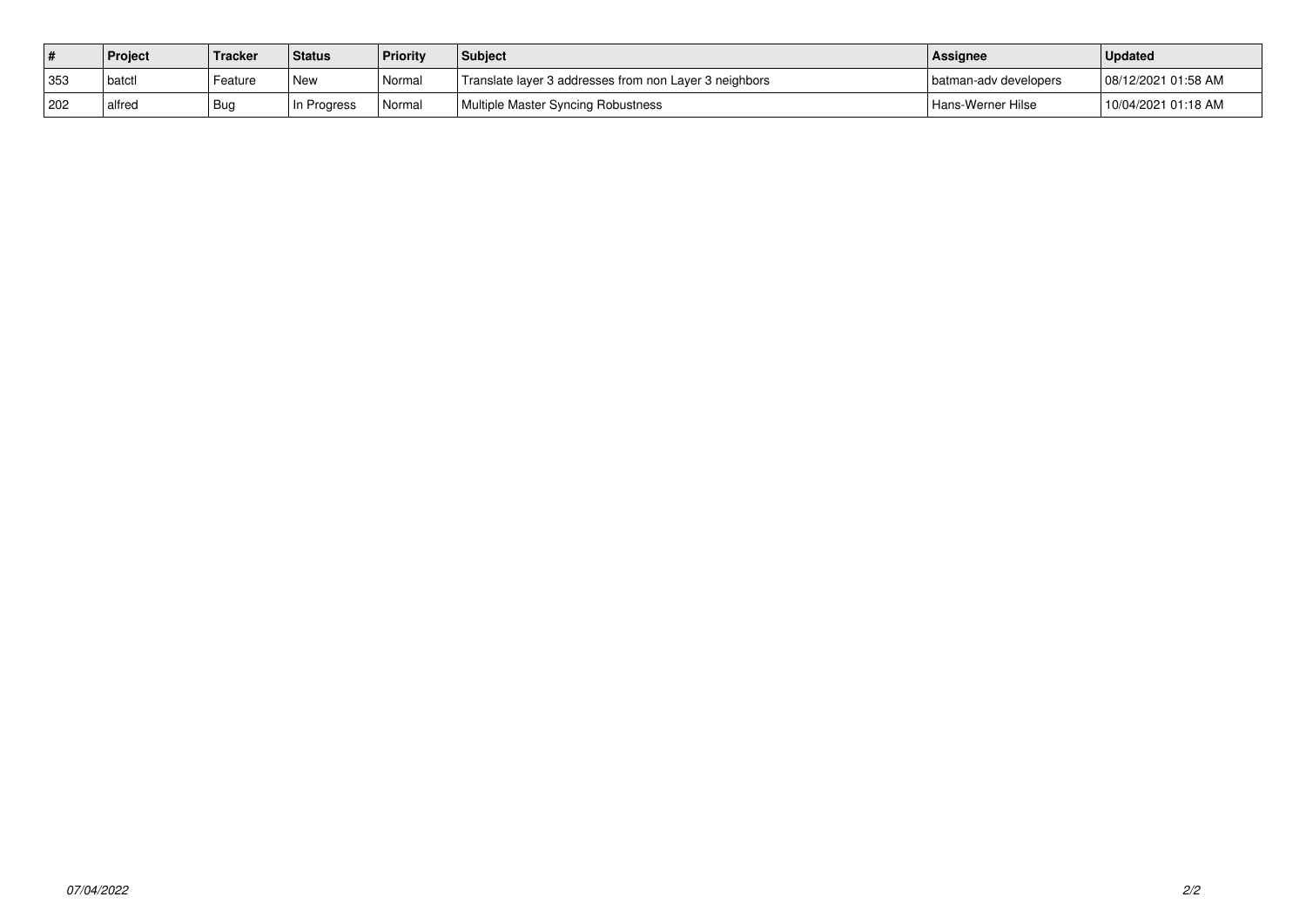| # | Project | Tracker | Status | Priority | Subject | Assignee | Updated |
|---|---|---|---|---|---|---|---|
| 353 | batctl | Feature | New | Normal | Translate layer 3 addresses from non Layer 3 neighbors | batman-adv developers | 08/12/2021 01:58 AM |
| 202 | alfred | Bug | In Progress | Normal | Multiple Master Syncing Robustness | Hans-Werner Hilse | 10/04/2021 01:18 AM |